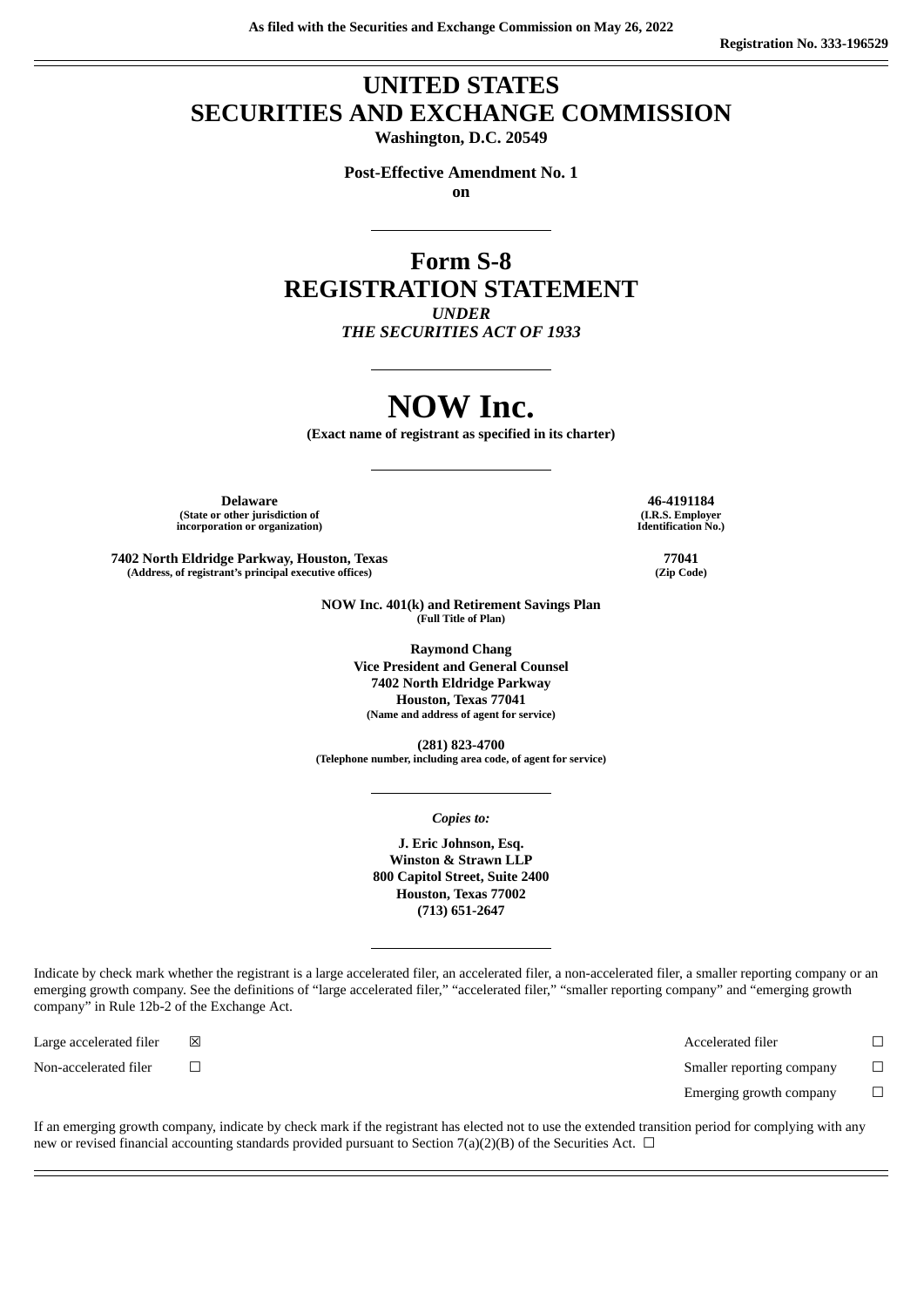As filed with the Securities and Exchange Commission on May 26, 2022

Registration No. 333-196529

# UNITED STATES SECURITIES AND EXCHANGE COMMISSION

**Washington, D.C. 20549**

**Post-Effective Amendment No. 1**
**on**

# Form S-8 REGISTRATION STATEMENT

***UNDER***
***THE SECURITIES ACT OF 1933***

# NOW Inc.

**(Exact name of registrant as specified in its charter)**

| | |
|---|---|
| **Delaware** | **46-4191184** |
| **(State or other jurisdiction of incorporation or organization)** | **(I.R.S. Employer Identification No.)** |
| **7402 North Eldridge Parkway, Houston, Texas** | **77041** |
| **(Address, of registrant's principal executive offices)** | **(Zip Code)** |

**NOW Inc. 401(k) and Retirement Savings Plan**
**(Full Title of Plan)**

**Raymond Chang**
**Vice President and General Counsel**
**7402 North Eldridge Parkway**
**Houston, Texas 77041**
**(Name and address of agent for service)**

**(281) 823-4700**
**(Telephone number, including area code, of agent for service)**

*Copies to:*

**J. Eric Johnson, Esq.**
**Winston & Strawn LLP**
**800 Capitol Street, Suite 2400**
**Houston, Texas 77002**
**(713) 651-2647**

Indicate by check mark whether the registrant is a large accelerated filer, an accelerated filer, a non-accelerated filer, a smaller reporting company or an emerging growth company. See the definitions of "large accelerated filer," "accelerated filer," "smaller reporting company" and "emerging growth company" in Rule 12b-2 of the Exchange Act.

| | | | |
|---|---|---|---|
| Large accelerated filer | ☒ | Accelerated filer | ☐ |
| Non-accelerated filer | ☐ | Smaller reporting company | ☐ |
| | | Emerging growth company | ☐ |

If an emerging growth company, indicate by check mark if the registrant has elected not to use the extended transition period for complying with any new or revised financial accounting standards provided pursuant to Section 7(a)(2)(B) of the Securities Act. ☐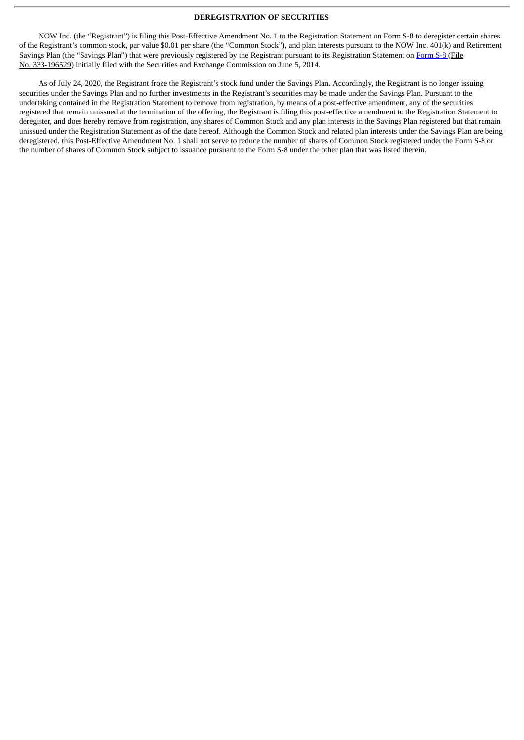**DEREGISTRATION OF SECURITIES**

NOW Inc. (the "Registrant") is filing this Post-Effective Amendment No. 1 to the Registration Statement on Form S-8 to deregister certain shares of the Registrant's common stock, par value $0.01 per share (the "Common Stock"), and plan interests pursuant to the NOW Inc. 401(k) and Retirement Savings Plan (the "Savings Plan") that were previously registered by the Registrant pursuant to its Registration Statement on Form S-8 (File No. 333-196529) initially filed with the Securities and Exchange Commission on June 5, 2014.

As of July 24, 2020, the Registrant froze the Registrant's stock fund under the Savings Plan. Accordingly, the Registrant is no longer issuing securities under the Savings Plan and no further investments in the Registrant's securities may be made under the Savings Plan. Pursuant to the undertaking contained in the Registration Statement to remove from registration, by means of a post-effective amendment, any of the securities registered that remain unissued at the termination of the offering, the Registrant is filing this post-effective amendment to the Registration Statement to deregister, and does hereby remove from registration, any shares of Common Stock and any plan interests in the Savings Plan registered but that remain unissued under the Registration Statement as of the date hereof. Although the Common Stock and related plan interests under the Savings Plan are being deregistered, this Post-Effective Amendment No. 1 shall not serve to reduce the number of shares of Common Stock registered under the Form S-8 or the number of shares of Common Stock subject to issuance pursuant to the Form S-8 under the other plan that was listed therein.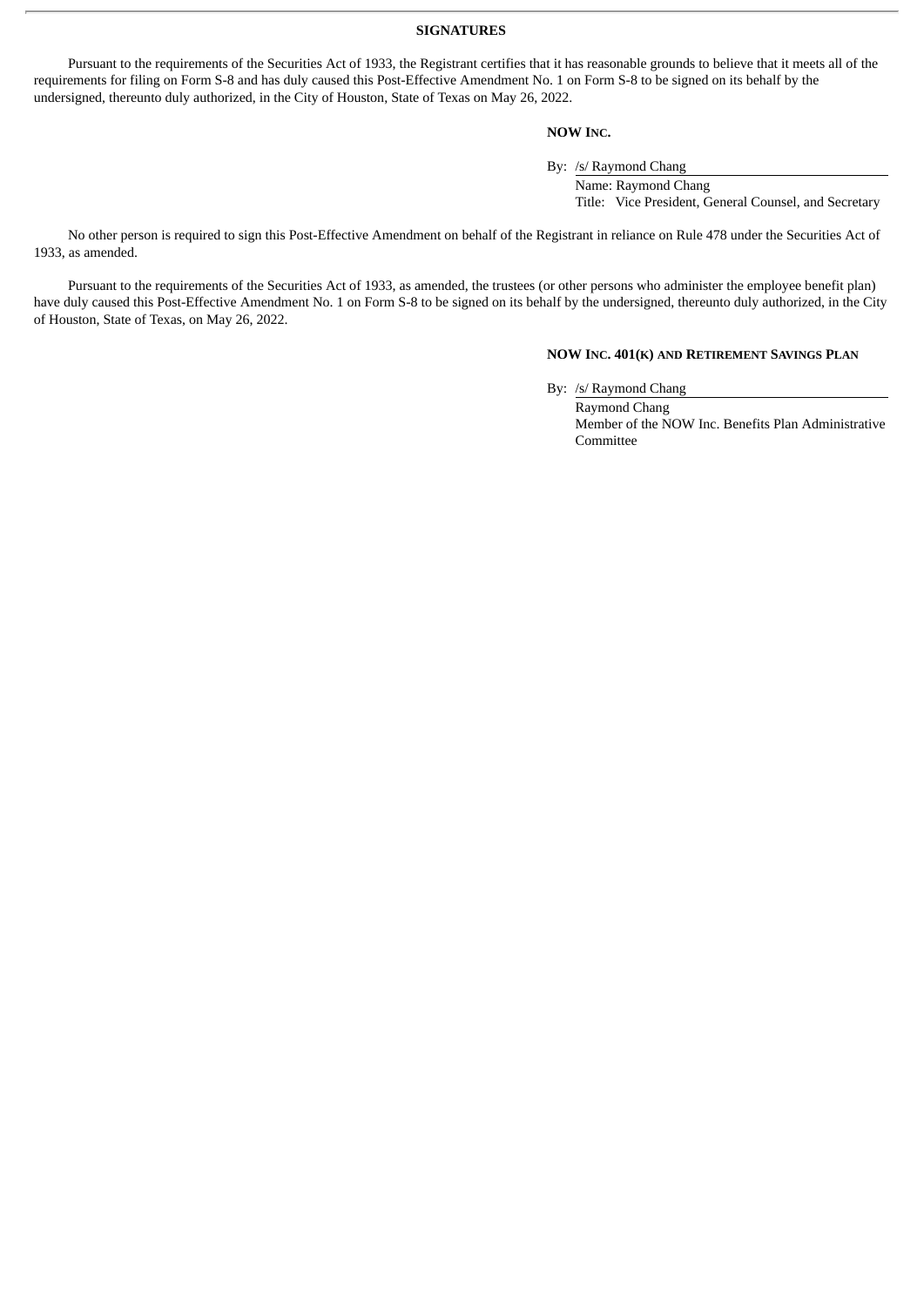## SIGNATURES

Pursuant to the requirements of the Securities Act of 1933, the Registrant certifies that it has reasonable grounds to believe that it meets all of the requirements for filing on Form S-8 and has duly caused this Post-Effective Amendment No. 1 on Form S-8 to be signed on its behalf by the undersigned, thereunto duly authorized, in the City of Houston, State of Texas on May 26, 2022.

**NOW INC.**

By: /s/ Raymond Chang
Name: Raymond Chang
Title: Vice President, General Counsel, and Secretary

No other person is required to sign this Post-Effective Amendment on behalf of the Registrant in reliance on Rule 478 under the Securities Act of 1933, as amended.

Pursuant to the requirements of the Securities Act of 1933, as amended, the trustees (or other persons who administer the employee benefit plan) have duly caused this Post-Effective Amendment No. 1 on Form S-8 to be signed on its behalf by the undersigned, thereunto duly authorized, in the City of Houston, State of Texas, on May 26, 2022.

**NOW INC. 401(K) AND RETIREMENT SAVINGS PLAN**

By: /s/ Raymond Chang
Raymond Chang
Member of the NOW Inc. Benefits Plan Administrative Committee